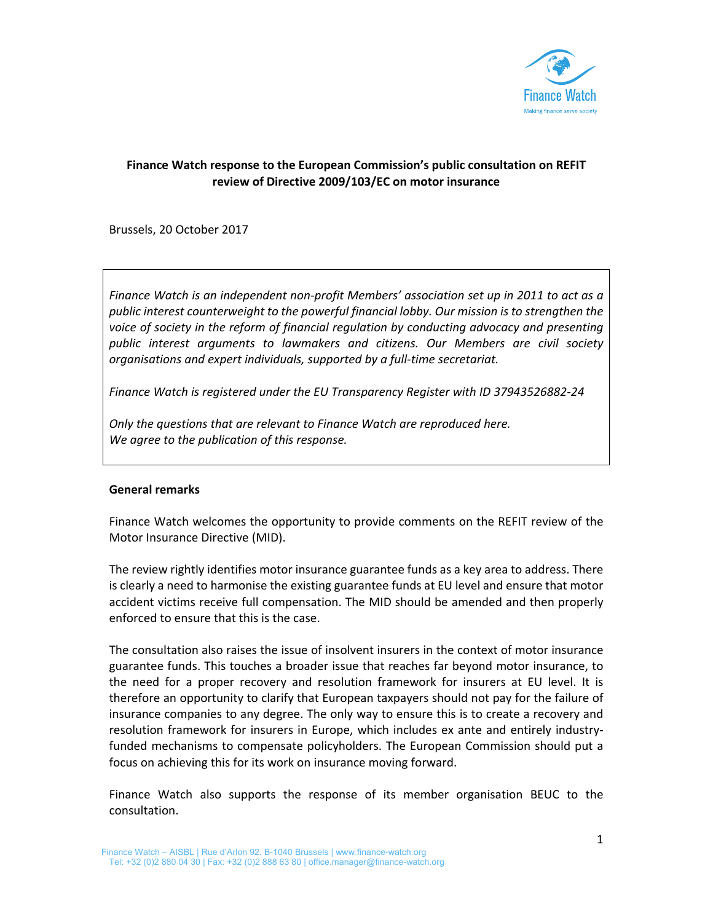**Finance Watch response to the European Commission's public consultation on REFIT review of Directive 2009/103/EC on motor insurance**

Brussels, 20 October 2017

*Finance Watch is an independent non-profit Members' association set up in 2011 to act as a public interest counterweight to the powerful financial lobby. Our mission is to strengthen the voice of society in the reform of financial regulation by conducting advocacy and presenting public interest arguments to lawmakers and citizens. Our Members are civil society organisations and expert individuals, supported by a full-time secretariat.*

*Finance Watch is registered under the EU Transparency Register with ID 37943526882-24*

*Only the questions that are relevant to Finance Watch are reproduced here.*
*We agree to the publication of this response.*

**General remarks**

Finance Watch welcomes the opportunity to provide comments on the REFIT review of the Motor Insurance Directive (MID).

The review rightly identifies motor insurance guarantee funds as a key area to address. There is clearly a need to harmonise the existing guarantee funds at EU level and ensure that motor accident victims receive full compensation. The MID should be amended and then properly enforced to ensure that this is the case.

The consultation also raises the issue of insolvent insurers in the context of motor insurance guarantee funds. This touches a broader issue that reaches far beyond motor insurance, to the need for a proper recovery and resolution framework for insurers at EU level. It is therefore an opportunity to clarify that European taxpayers should not pay for the failure of insurance companies to any degree. The only way to ensure this is to create a recovery and resolution framework for insurers in Europe, which includes ex ante and entirely industry-funded mechanisms to compensate policyholders. The European Commission should put a focus on achieving this for its work on insurance moving forward.

Finance Watch also supports the response of its member organisation BEUC to the consultation.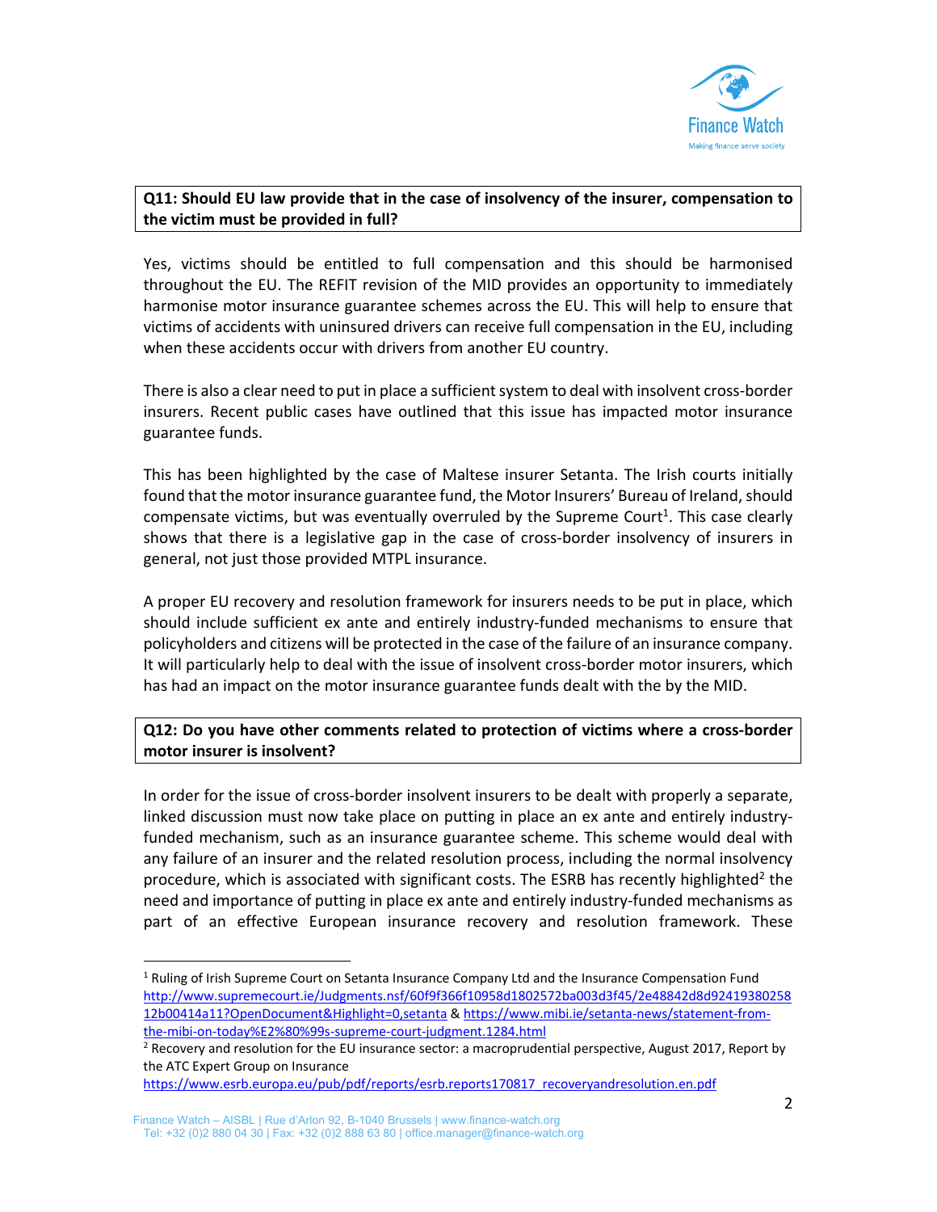**Q11: Should EU law provide that in the case of insolvency of the insurer, compensation to the victim must be provided in full?**

Yes, victims should be entitled to full compensation and this should be harmonised throughout the EU. The REFIT revision of the MID provides an opportunity to immediately harmonise motor insurance guarantee schemes across the EU. This will help to ensure that victims of accidents with uninsured drivers can receive full compensation in the EU, including when these accidents occur with drivers from another EU country.

There is also a clear need to put in place a sufficient system to deal with insolvent cross-border insurers. Recent public cases have outlined that this issue has impacted motor insurance guarantee funds.

This has been highlighted by the case of Maltese insurer Setanta. The Irish courts initially found that the motor insurance guarantee fund, the Motor Insurers' Bureau of Ireland, should compensate victims, but was eventually overruled by the Supreme Court[1]. This case clearly shows that there is a legislative gap in the case of cross-border insolvency of insurers in general, not just those provided MTPL insurance.

A proper EU recovery and resolution framework for insurers needs to be put in place, which should include sufficient ex ante and entirely industry-funded mechanisms to ensure that policyholders and citizens will be protected in the case of the failure of an insurance company. It will particularly help to deal with the issue of insolvent cross-border motor insurers, which has had an impact on the motor insurance guarantee funds dealt with the by the MID.

**Q12: Do you have other comments related to protection of victims where a cross-border motor insurer is insolvent?**

In order for the issue of cross-border insolvent insurers to be dealt with properly a separate, linked discussion must now take place on putting in place an ex ante and entirely industry-funded mechanism, such as an insurance guarantee scheme. This scheme would deal with any failure of an insurer and the related resolution process, including the normal insolvency procedure, which is associated with significant costs. The ESRB has recently highlighted[2] the need and importance of putting in place ex ante and entirely industry-funded mechanisms as part of an effective European insurance recovery and resolution framework. These

---

[1] Ruling of Irish Supreme Court on Setanta Insurance Company Ltd and the Insurance Compensation Fund http://www.supremecourt.ie/Judgments.nsf/60f9f366f10958d1802572ba003d3f45/2e48842d8d9241938025812b00414a11?OpenDocument&Highlight=0,setanta & https://www.mibi.ie/setanta-news/statement-from-the-mibi-on-today%E2%80%99s-supreme-court-judgment.1284.html

[2] Recovery and resolution for the EU insurance sector: a macroprudential perspective, August 2017, Report by the ATC Expert Group on Insurance https://www.esrb.europa.eu/pub/pdf/reports/esrb.reports170817_recoveryandresolution.en.pdf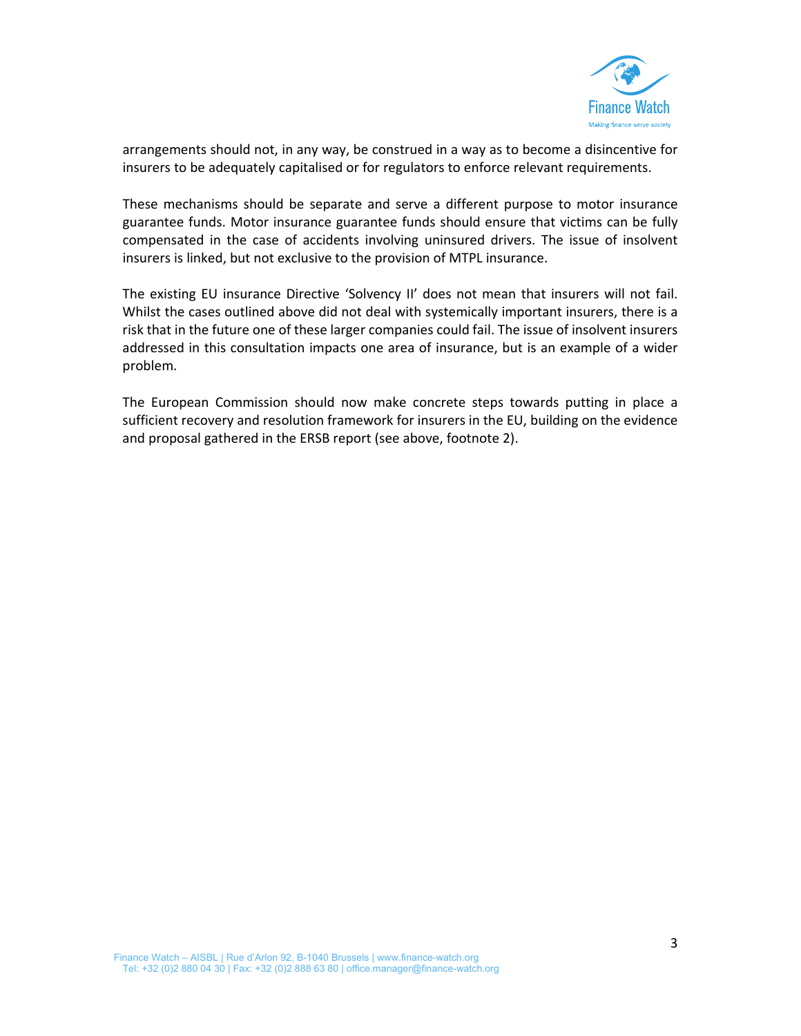arrangements should not, in any way, be construed in a way as to become a disincentive for insurers to be adequately capitalised or for regulators to enforce relevant requirements.

These mechanisms should be separate and serve a different purpose to motor insurance guarantee funds. Motor insurance guarantee funds should ensure that victims can be fully compensated in the case of accidents involving uninsured drivers. The issue of insolvent insurers is linked, but not exclusive to the provision of MTPL insurance.

The existing EU insurance Directive 'Solvency II' does not mean that insurers will not fail. Whilst the cases outlined above did not deal with systemically important insurers, there is a risk that in the future one of these larger companies could fail. The issue of insolvent insurers addressed in this consultation impacts one area of insurance, but is an example of a wider problem.

The European Commission should now make concrete steps towards putting in place a sufficient recovery and resolution framework for insurers in the EU, building on the evidence and proposal gathered in the ERSB report (see above, footnote 2).